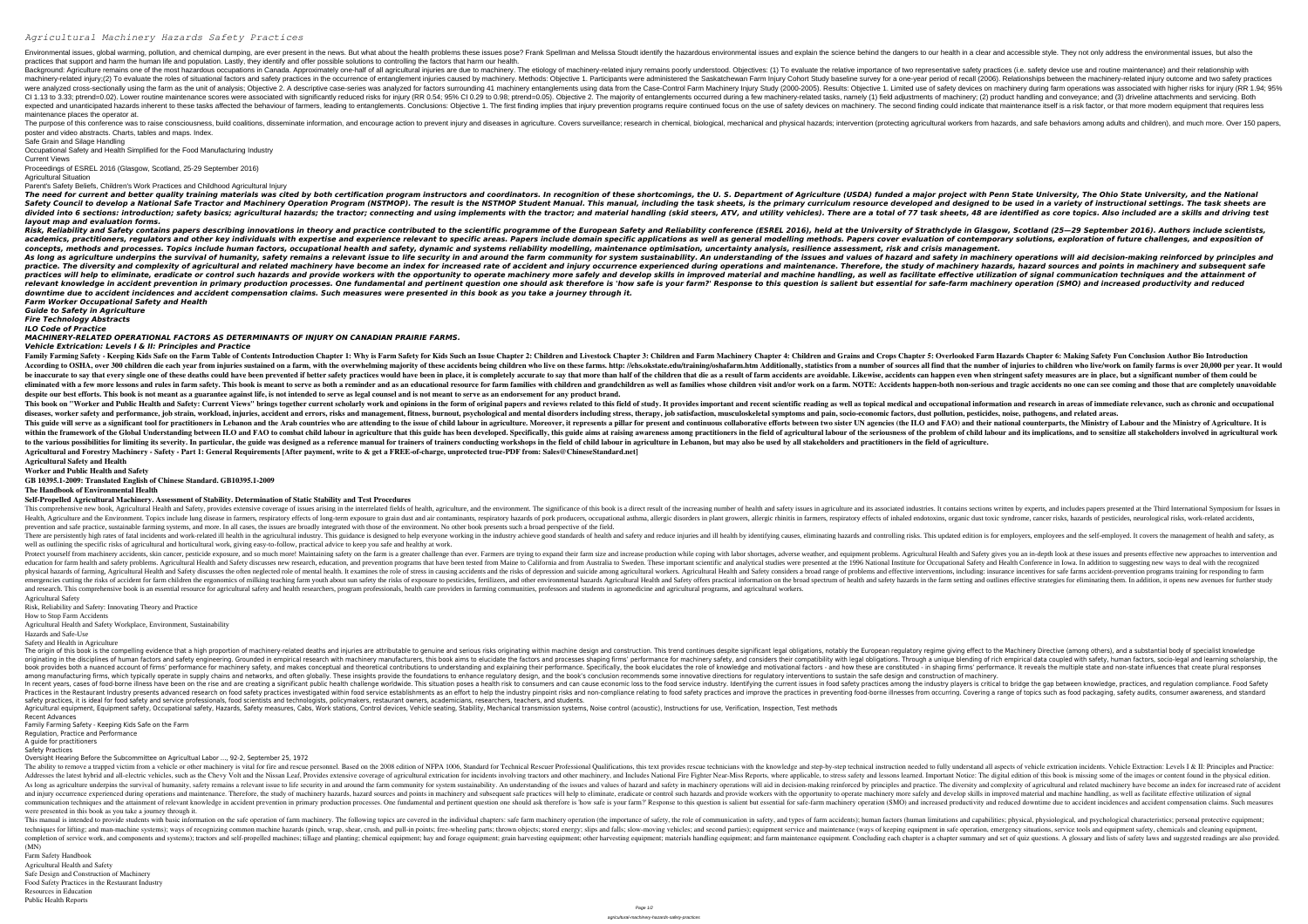# Agricultural Machinery Hazards Safety Practices

Environmental issues, global warming, pollution, and chemical dumping, are ever present in the news. But what about the health problems these issues pose? Frank Spellman and Melissa Stoudt identify the hazardous environmental issues and explain the science behind the dangers to our health in a clear and accessible style. They not only address the environmental issues, but also the practices that support and harm the human life and population. Lastly, they identify and offer possible solutions to controlling the factors that harm our health.

Background: Agriculture remains one of the most hazardous occupations in Canada. Approximately one-half of all agricultural injuries are due to machinery. The etiology of machinery-related injury remains poorly understood. Objectives: (1) To evaluate the relative importance of two representative safety practices (i.e. safety device use and routine maintenance) and their relationship with machinery-related injury;(2) To evaluate the roles of situational factors and safety practices in the occurrence of entanglement injuries caused by machinery. Methods: Objective 1. Participants were administered the Saskatchewan Farm Injury Cohort Study baseline survey for a one-year period of recall (2006). Relationships between the machinery-related injury outcome and two safety practices were analyzed cross-sectionally using the farm as the unit of analysis; Objective 2. A descriptive case-series was analyzed for factors surrounding 41 machinery entanglements using data from the Case-Control Farm Machinery Injury Study (2000-2005). Results: Objective 1. Limited use of safety devices on machinery during farm operations was associated with higher risks for injury (RR 1.94; 95% CI 1.13 to 3.33; ptrend=0.02). Lower routine maintenance scores were associated with significantly reduced risks for injury (RR 0.54; 95% CI 0.29 to 0.98; ptrend=0.05). Objective 2. The majority of entanglements occurred during a few machinery-related tasks, namely (1) field adjustments of machinery; (2) product handling and conveyance; and (3) driveline attachments and servicing. Both expected and unanticipated hazards inherent to these tasks affected the behaviour of farmers, leading to entanglements. Conclusions: Objective 1. The first finding implies that injury prevention programs require continued focus on the use of safety devices on machinery. The second finding could indicate that maintenance itself is a risk factor, or that more modern equipment that requires less maintenance places the operator at.

The purpose of this conference was to raise consciousness, build coalitions, disseminate information, and encourage action to prevent injury and diseases in agriculture. Covers surveillance; research in chemical, biological, mechanical and physical hazards; intervention (protecting agricultural workers from hazards, and safe behaviors among adults and children), and much more. Over 150 papers, poster and video abstracts. Charts, tables and maps. Index.

Safe Grain and Silage Handling

Occupational Safety and Health Simplified for the Food Manufacturing Industry

Current Views

Proceedings of ESREL 2016 (Glasgow, Scotland, 25-29 September 2016)

Agricultural Situation

Parent's Safety Beliefs, Children's Work Practices and Childhood Agricultural Injury

***The need for current and better quality training materials was cited by both certification program instructors and coordinators. In recognition of these shortcomings, the U. S. Department of Agriculture (USDA) funded a major project with Penn State University, The Ohio State University, and the National Safety Council to develop a National Safe Tractor and Machinery Operation Program (NSTMOP). The result is the NSTMOP Student Manual. This manual, including the task sheets, is the primary curriculum resource developed and designed to be used in a variety of instructional settings. The task sheets are divided into 6 sections: introduction; safety basics; agricultural hazards; the tractor; connecting and using implements with the tractor; and material handling (skid steers, ATV, and utility vehicles). There are a total of 77 task sheets, 48 are identified as core topics. Also included are a skills and driving test layout map and evaluation forms.***

***Risk, Reliability and Safety contains papers describing innovations in theory and practice contributed to the scientific programme of the European Safety and Reliability conference (ESREL 2016), held at the University of Strathclyde in Glasgow, Scotland (25—29 September 2016). Authors include scientists, academics, practitioners, regulators and other key individuals with expertise and experience relevant to specific areas. Papers include domain specific applications as well as general modelling methods. Papers cover evaluation of contemporary solutions, exploration of future challenges, and exposition of concepts, methods and processes. Topics include human factors, occupational health and safety, dynamic and systems reliability modelling, maintenance optimisation, uncertainty analysis, resilience assessment, risk and crisis management.***

***As long as agriculture underpins the survival of humanity, safety remains a relevant issue to life security in and around the farm community for system sustainability. An understanding of the issues and values of hazard and safety in machinery operations will aid decision-making reinforced by principles and practice. The diversity and complexity of agricultural and related machinery have become an index for increased rate of accident and injury occurrence experienced during operations and maintenance. Therefore, the study of machinery hazards, hazard sources and points in machinery and subsequent safe practices will help to eliminate, eradicate or control such hazards and provide workers with the opportunity to operate machinery more safely and develop skills in improved material and machine handling, as well as facilitate effective utilization of signal communication techniques and the attainment of relevant knowledge in accident prevention in primary production processes. One fundamental and pertinent question one should ask therefore is 'how safe is your farm?' Response to this question is salient but essential for safe-farm machinery operation (SMO) and increased productivity and reduced downtime due to accident incidences and accident compensation claims. Such measures were presented in this book as you take a journey through it.***

***Farm Worker Occupational Safety and Health***

***Guide to Safety in Agriculture***

***Fire Technology Abstracts***

***ILO Code of Practice***

***MACHINERY-RELATED OPERATIONAL FACTORS AS DETERMINANTS OF INJURY ON CANADIAN PRAIRIE FARMS.***

***Vehicle Extrication: Levels I & II: Principles and Practice***

**Family Farming Safety - Keeping Kids Safe on the Farm Table of Contents Introduction Chapter 1: Why is Farm Safety for Kids Such an Issue Chapter 2: Children and Livestock Chapter 3: Children and Farm Machinery Chapter 4: Children and Grains and Crops Chapter 5: Overlooked Farm Hazards Chapter 6: Making Safety Fun Conclusion Author Bio Introduction According to OSHA, over 300 children die each year from injuries sustained on a farm, with the overwhelming majority of these accidents being children who live on these farms. http: //ehs.okstate.edu/training/oshafarm.htm Additionally, statistics from a number of sources all find that the number of injuries to children who live/work on family farms is over 20,000 per year. It would be inaccurate to say that every single one of these deaths could have been prevented if better safety practices would have been in place, it is completely accurate to say that more than half of the children that die as a result of farm accidents are avoidable. Likewise, accidents can happen even when stringent safety measures are in place, but a significant number of them could be eliminated with a few more lessons and rules in farm safety. This book is meant to serve as both a reminder and as an educational resource for farm families with children and grandchildren as well as families whose children visit and/or work on a farm. NOTE: Accidents happen-both non-serious and tragic accidents no one can see coming and those that are completely unavoidable despite our best efforts. This book is not meant as a guarantee against life, is not intended to serve as legal counsel and is not meant to serve as an endorsement for any product brand.**

**This book on "Worker and Public Health and Safety: Current Views" brings together current scholarly work and opinions in the form of original papers and reviews related to this field of study. It provides important and recent scientific reading as well as topical medical and occupational information and research in areas of immediate relevance, such as chronic and occupational diseases, worker safety and performance, job strain, workload, injuries, accident and errors, risks and management, fitness, burnout, psychological and mental disorders including stress, therapy, job satisfaction, musculoskeletal symptoms and pain, socio-economic factors, dust pollution, pesticides, noise, pathogens, and related areas.**

**This guide will serve as a significant tool for practitioners in Lebanon and the Arab countries who are attending to the issue of child labour in agriculture. Moreover, it represents a pillar for present and continuous collaborative efforts between two sister UN agencies (the ILO and FAO) and their national counterparts, the Ministry of Labour and the Ministry of Agriculture. It is within the framework of the Global Understanding between ILO and FAO to combat child labour in agriculture that this guide has been developed. Specifically, this guide aims at raising awareness among practitioners in the field of agricultural labour of the seriousness of the problem of child labour and its implications, and to sensitize all stakeholders involved in agricultural work to the various possibilities for limiting its severity. In particular, the guide was designed as a reference manual for trainers of trainers conducting workshops in the field of child labour in agriculture in Lebanon, but may also be used by all stakeholders and practitioners in the field of agriculture.**

**Agricultural and Forestry Machinery - Safety - Part 1: General Requirements [After payment, write to & get a FREE-of-charge, unprotected true-PDF from: Sales@ChineseStandard.net]**

**Agricultural Safety and Health**

**Worker and Public Health and Safety**

**GB 10395.1-2009: Translated English of Chinese Standard. GB10395.1-2009**

**The Handbook of Environmental Health**

**Self-Propelled Agricultural Machinery. Assessment of Stability. Determination of Static Stability and Test Procedures**

This comprehensive new book, Agricultural Health and Safety, provides extensive coverage of issues arising in the interrelated fields of health, agriculture, and the environment. The significance of this book is a direct result of the increasing number of health and safety issues in agriculture and its associated industries. It contains sections written by experts, and includes papers presented at the Third International Symposium for Issues in Health, Agriculture and the Environment. Topics include lung disease in farmers, respiratory effects of long-term exposure to grain dust and air contaminants, respiratory hazards of pork producers, occupational asthma, allergic disorders in plant growers, allergic rhinitis in farmers, respiratory effects of inhaled endotoxins, organic dust toxic syndrome, cancer risks, hazards of pesticides, neurological risks, work-related accidents, prevention and safe practice, sustainable farming systems, and more. In all cases, the issues are broadly integrated with those of the environment. No other book presents such a broad perspective of the field.

There are persistently high rates of fatal incidents and work-related ill health in the agricultural industry. This guidance is designed to help everyone working in the industry achieve good standards of health and safety and reduce injuries and ill health by identifying causes, eliminating hazards and controlling risks. This updated edition is for employers, employees and the self-employed. It covers the management of health and safety, as well as outlining the specific risks of agricultural and horticultural work, giving easy-to-follow, practical advice to keep you safe and healthy at work.

Protect yourself from machinery accidents, skin cancer, pesticide exposure, and so much more! Maintaining safety on the farm is a greater challenge than ever. Farmers are trying to expand their farm size and increase production while coping with labor shortages, adverse weather, and equipment problems. Agricultural Health and Safety gives you an in-depth look at these issues and presents effective new approaches to intervention and education for farm health and safety problems. Agricultural Health and Safety discusses new research, education, and prevention programs that have been tested from Maine to California and from Australia to Sweden. These important scientific and analytical studies were presented at the 1996 National Institute for Occupational Safety and Health Conference in Iowa. In addition to suggesting new ways to deal with the recognized physical hazards of farming, Agricultural Health and Safety discusses the often neglected role of mental health. It examines the role of stress in causing accidents and the risks of depression and suicide among agricultural workers. Agricultural Health and Safety considers a broad range of problems and effective interventions, including: insurance incentives for safe farms accident-prevention programs training for responding to farm emergencies cutting the risks of accident for farm children the ergonomics of milking teaching farm youth about sun safety the risks of exposure to pesticides, fertilizers, and other environmental hazards Agricultural Health and Safety offers practical information on the broad spectrum of health and safety hazards in the farm setting and outlines effective strategies for eliminating them. In addition, it opens new avenues for further study and research. This comprehensive book is an essential resource for agricultural safety and health researchers, program professionals, health care providers in farming communities, professors and students in agromedicine and agricultural programs, and agricultural workers.

Agricultural Safety

Risk, Reliability and Safety: Innovating Theory and Practice

How to Stop Farm Accidents

Agricultural Health and Safety Workplace, Environment, Sustainability

Hazards and Safe-Use

Safety and Health in Agriculture

The origin of this book is the compelling evidence that a high proportion of machinery-related deaths and injuries are attributable to genuine and serious risks originating within machine design and construction. This trend continues despite significant legal obligations, notably the European regulatory regime giving effect to the Machinery Directive (among others), and a substantial body of specialist knowledge originating in the disciplines of human factors and safety engineering. Grounded in empirical research with machinery manufacturers, this book aims to elucidate the factors and processes shaping firms' performance for machinery safety, and considers their compatibility with legal obligations. Through a unique blending of rich empirical data coupled with safety, human factors, socio-legal and learning scholarship, the book provides both a nuanced account of firms' performance for machinery safety, and makes conceptual and theoretical contributions to understanding and explaining their performance. Specifically, the book elucidates the role of knowledge and motivational factors - and how these are constituted - in shaping firms' performance. It reveals the multiple state and non-state influences that create plural responses among manufacturing firms, which typically operate in supply chains and networks, and often globally. These insights provide the foundations to enhance regulatory design, and the book's conclusion recommends some innovative directions for regulatory interventions to sustain the safe design and construction of machinery.

In recent years, cases of food-borne illness have been on the rise and are creating a significant public health challenge worldwide. This situation poses a health risk to consumers and can cause economic loss to the food service industry. Identifying the current issues in food safety practices among the industry players is critical to bridge the gap between knowledge, practices, and regulation compliance. Food Safety Practices in the Restaurant Industry presents advanced research on food safety practices investigated within food service establishments as an effort to help the industry pinpoint risks and non-compliance relating to food safety practices and improve the practices in preventing food-borne illnesses from occurring. Covering a range of topics such as food packaging, safety audits, consumer awareness, and standard safety practices, it is ideal for food safety and service professionals, food scientists and technologists, policymakers, restaurant owners, academicians, researchers, teachers, and students.

Agricultural equipment, Equipment safety, Occupational safety, Hazards, Safety measures, Cabs, Work stations, Control devices, Vehicle seating, Stability, Mechanical transmission systems, Noise control (acoustic), Instructions for use, Verification, Inspection, Test methods

Recent Advances

Family Farming Safety - Keeping Kids Safe on the Farm

Regulation, Practice and Performance

A guide for practitioners

Safety Practices

Oversight Hearing Before the Subcommittee on Agricultural Labor ..., 92-2, September 25, 1972

The ability to remove a trapped victim from a vehicle or other machinery is vital for fire and rescue personnel. Based on the 2008 edition of NFPA 1006, Standard for Technical Rescuer Professional Qualifications, this text provides rescue technicians with the knowledge and step-by-step technical instruction needed to fully understand all aspects of vehicle extrication incidents. Vehicle Extrication: Levels I & II: Principles and Practice: Addresses the latest hybrid and all-electric vehicles, such as the Chevy Volt and the Nissan Leaf. Provides extensive coverage of agricultural extrication for incidents involving tractors and other machinery, and Includes National Fire Fighter Near-Miss Reports, where applicable, to stress safety and lessons learned. Important Notice: The digital edition of this book is missing some of the images or content found in the physical edition.

As long as agriculture underpins the survival of humanity, safety remains a relevant issue to life security in and around the farm community for system sustainability. An understanding of the issues and values of hazard and safety in machinery operations will aid in decision-making reinforced by principles and practice. The diversity and complexity of agricultural and related machinery have become an index for increased rate of accident and injury occurrence experienced during operations and maintenance. Therefore, the study of machinery hazards, hazard sources and points in machinery and subsequent safe practices will help to eliminate, eradicate or control such hazards and provide workers with the opportunity to operate machinery more safely and develop skills in improved material and machine handling, as well as facilitate effective utilization of signal communication techniques and the attainment of relevant knowledge in accident prevention in primary production processes. One fundamental and pertinent question one should ask therefore is 'how safe is your farm?' Response to this question is salient but essential for safe-farm machinery operation (SMO) and increased productivity and reduced downtime due to accident incidences and accident compensation claims. Such measures were presented in this book as you take a journey through it.

This manual is intended to provide students with basic information on the safe operation of farm machinery. The following topics are covered in the individual chapters: safe farm machinery operation (the importance of safety, the role of communication in safety, and types of farm accidents); human factors (human limitations and capabilities; physical, physiological, and psychological characteristics; personal protective equipment; techniques for lifting; and man-machine systems); ways of recognizing common machine hazards (pinch, wrap, shear, crush, and pull-in points; free-wheeling parts; thrown objects; stored energy; slips and falls; slow-moving vehicles; and second parties); equipment service and maintenance (ways of keeping equipment in safe operation, emergency situations, service tools and equipment safety, chemicals and cleaning equipment, completion of service work, and components and systems); tractors and self-propelled machines; tillage and planting; chemical equipment; hay and forage equipment; grain harvesting equipment; other harvesting equipment; materials handling equipment; and farm maintenance equipment. Concluding each chapter is a chapter summary and set of quiz questions. A glossary and lists of safety laws and suggested readings are also provided. (MN)

Farm Safety Handbook

Agricultural Health and Safety

Safe Design and Construction of Machinery

Food Safety Practices in the Restaurant Industry

Resources in Education

Public Health Reports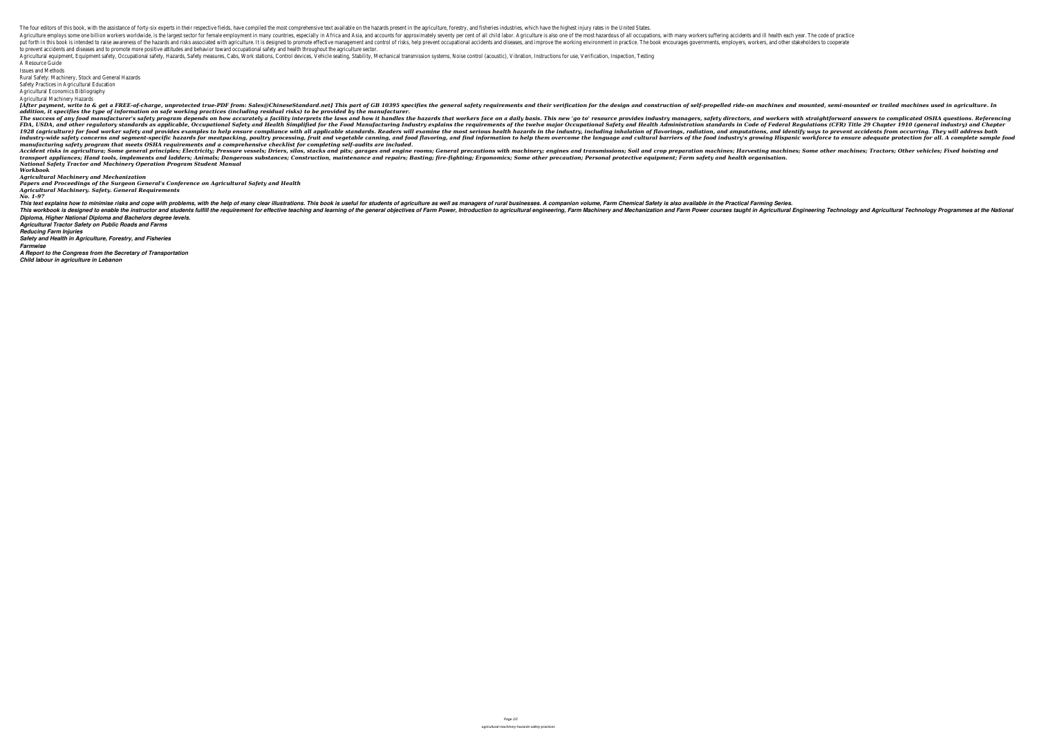The four editors of this book, with the assistance of forty-six experts in their respective fields, have compiled the most comprehensive text available on the hazards present in the agriculture, forestry, and fisheries industries, which have the highest injury rates in the United States.

Agriculture employs some one billion workers worldwide, is the largest sector for female employment in many countries, especially in Africa and Asia, and accounts for approximately seventy per cent of all child labor. Agriculture is also one of the most hazardous of all occupations, with many workers suffering accidents and ill health each year. The code of practice put forth in this book is intended to raise awareness of the hazards and risks associated with agriculture. It is designed to promote effective management and control of risks, help prevent occupational accidents and diseases, and improve the working environment in practice. The book encourages governments, employers, workers, and other stakeholders to cooperate to prevent accidents and diseases and to promote more positive attitudes and behavior toward occupational safety and health throughout the agriculture sector.

Agricultural equipment, Equipment safety, Occupational safety, Hazards, Safety measures, Cabs, Work stations, Control devices, Vehicle seating, Stability, Mechanical transmission systems, Noise control (acoustic), Vibration, Instructions for use, Verification, Inspection, Testing

A Resource Guide

Issues and Methods

Rural Safety: Machinery, Stock and General Hazards

Safety Practices in Agricultural Education

Agricultural Economics Bibliography

Agricultural Machinery Hazards

*[After payment, write to & get a FREE-of-charge, unprotected true-PDF from: Sales@ChineseStandard.net] This part of GB 10395 specifies the general safety requirements and their verification for the design and construction of self-propelled ride-on machines and mounted, semi-mounted or trailed machines used in agriculture. In addition, it specifies the type of information on safe working practices (including residual risks) to be provided by the manufacturer.*

*The success of any food manufacturer's safety program depends on how accurately a facility interprets the laws and how it handles the hazards that workers face on a daily basis. This new 'go to' resource provides industry managers, safety directors, and workers with straightforward answers to complicated OSHA questions. Referencing FDA, USDA, and other regulatory standards as applicable, Occupational Safety and Health Simplified for the Food Manufacturing Industry explains the requirements of the twelve major Occupational Safety and Health Administration standards in Code of Federal Regulations (CFR) Title 29 Chapter 1910 (general industry) and Chapter 1928 (agriculture) for food worker safety and provides examples to help ensure compliance with all applicable standards. Readers will examine the most serious health hazards in the industry, including inhalation of flavorings, radiation, and amputations, and identify ways to prevent accidents from occurring. They will address both industry-wide safety concerns and segment-specific hazards for meatpacking, poultry processing, fruit and vegetable canning, and food flavoring, and find information to help them overcome the language and cultural barriers of the food industry's growing Hispanic workforce to ensure adequate protection for all. A complete sample food manufacturing safety program that meets OSHA requirements and a comprehensive checklist for completing self-audits are included.*

*Accident risks in agricultura; Some general principles; Electricity; Pressure vessels; Driers, silos, stacks and pits; garages and engine rooms; General precautions with machinery; engines and transmissions; Soil and crop preparation machines; Harvesting machines; Some other machines; Tractors; Other vehicles; Fixed hoisting and transport appliances; Hand tools, implements and ladders; Animals; Dangerous substances; Construction, maintenance and repairs; Basting; fire-fighting; Ergonomics; Some other precaution; Personal protective equipment; Farm safety and health organisation.*

*National Safety Tractor and Machinery Operation Program Student Manual*

*Workbook*

*Agricultural Machinery and Mechanization*

*Papers and Proceedings of the Surgeon General's Conference on Agricultural Safety and Health*

*Agricultural Machinery. Safety. General Requirements*

*No. 1-97*

*This text explains how to minimise risks and cope with problems, with the help of many clear illustrations. This book is useful for students of agriculture as well as managers of rural businesses. A companion volume, Farm Chemical Safety is also available in the Practical Farming Series.*

*This workbook is designed to enable the instructor and students fulfill the requirement for effective teaching and learning of the general objectives of Farm Power, Introduction to agricultural engineering, Farm Machinery and Mechanization and Farm Power courses taught in Agricultural Engineering Technology and Agricultural Technology Programmes at the National Diploma, Higher National Diploma and Bachelors degree levels.*

*Agricultural Tractor Safety on Public Roads and Farms*

*Reducing Farm Injuries*

*Safety and Health in Agriculture, Forestry, and Fisheries*

*Farmwise*

*A Report to the Congress from the Secretary of Transportation*

*Child labour in agriculture in Lebanon*